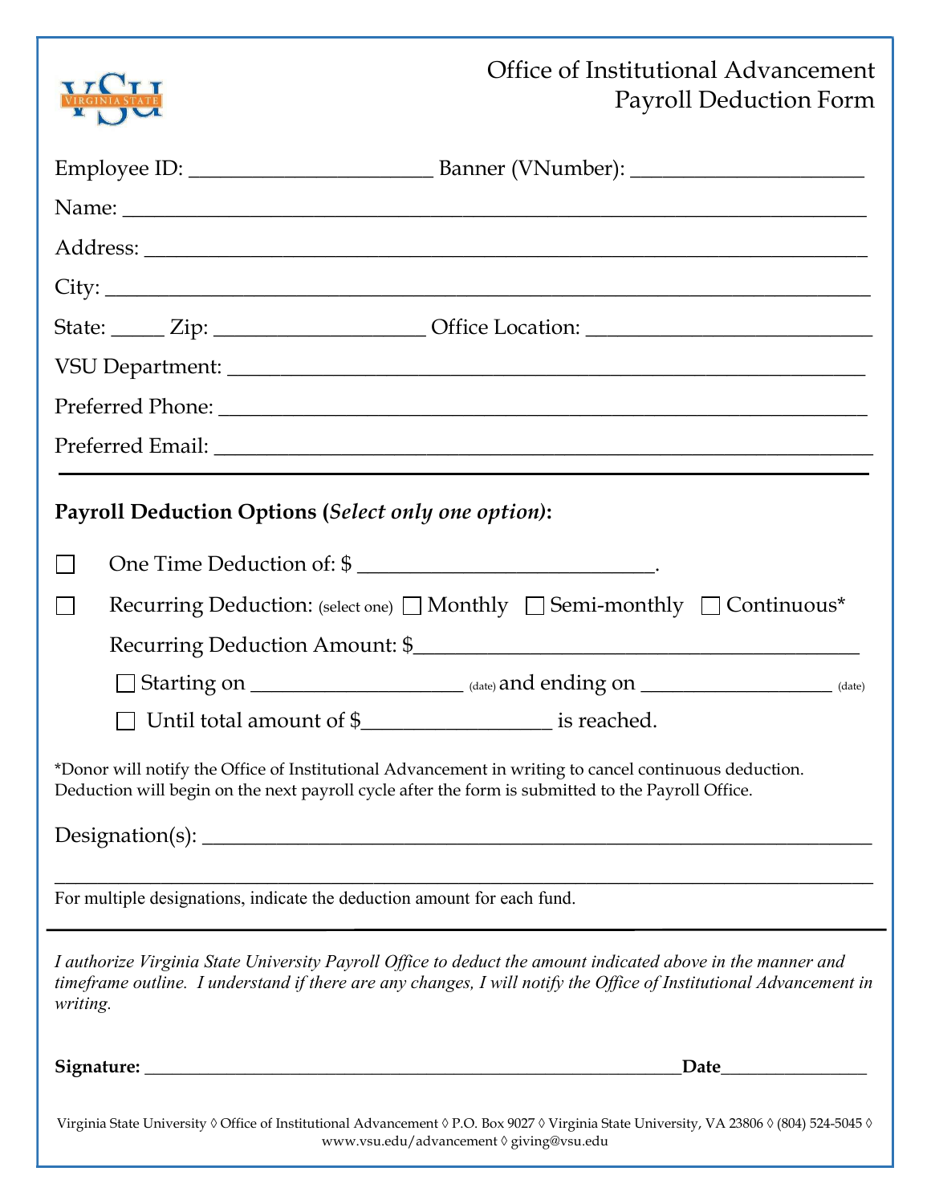# Office of Institutional Advancement
## Payroll Deduction Form

Employee ID: ______________________ Banner (VNumber): _____________________

Name: ______________________________________________________________________

Address: ____________________________________________________________________

City: _______________________________________________________________________

State: _____ Zip: ___________________ Office Location: __________________________

VSU Department: _____________________________________________________________

Preferred Phone: _____________________________________________________________

Preferred Email: _____________________________________________________________

---

**Payroll Deduction Options (*Select only one option*):**

☐ One Time Deduction of: $ ___________________________.

☐ Recurring Deduction: (select one) ☐ Monthly ☐ Semi-monthly ☐ Continuous*

Recurring Deduction Amount: $_________________________________________

☐ Starting on ___________________ (date) and ending on _________________ (date)

☐ Until total amount of $_________________ is reached.

*Donor will notify the Office of Institutional Advancement in writing to cancel continuous deduction. Deduction will begin on the next payroll cycle after the form is submitted to the Payroll Office.

Designation(s): _______________________________________________________________

_____________________________________________________________________________

For multiple designations, indicate the deduction amount for each fund.

---

*I authorize Virginia State University Payroll Office to deduct the amount indicated above in the manner and timeframe outline. I understand if there are any changes, I will notify the Office of Institutional Advancement in writing.*

**Signature:** ___________________________________________________________**Date**_______________

Virginia State University ◊ Office of Institutional Advancement ◊ P.O. Box 9027 ◊ Virginia State University, VA 23806 ◊ (804) 524-5045 ◊ www.vsu.edu/advancement ◊ giving@vsu.edu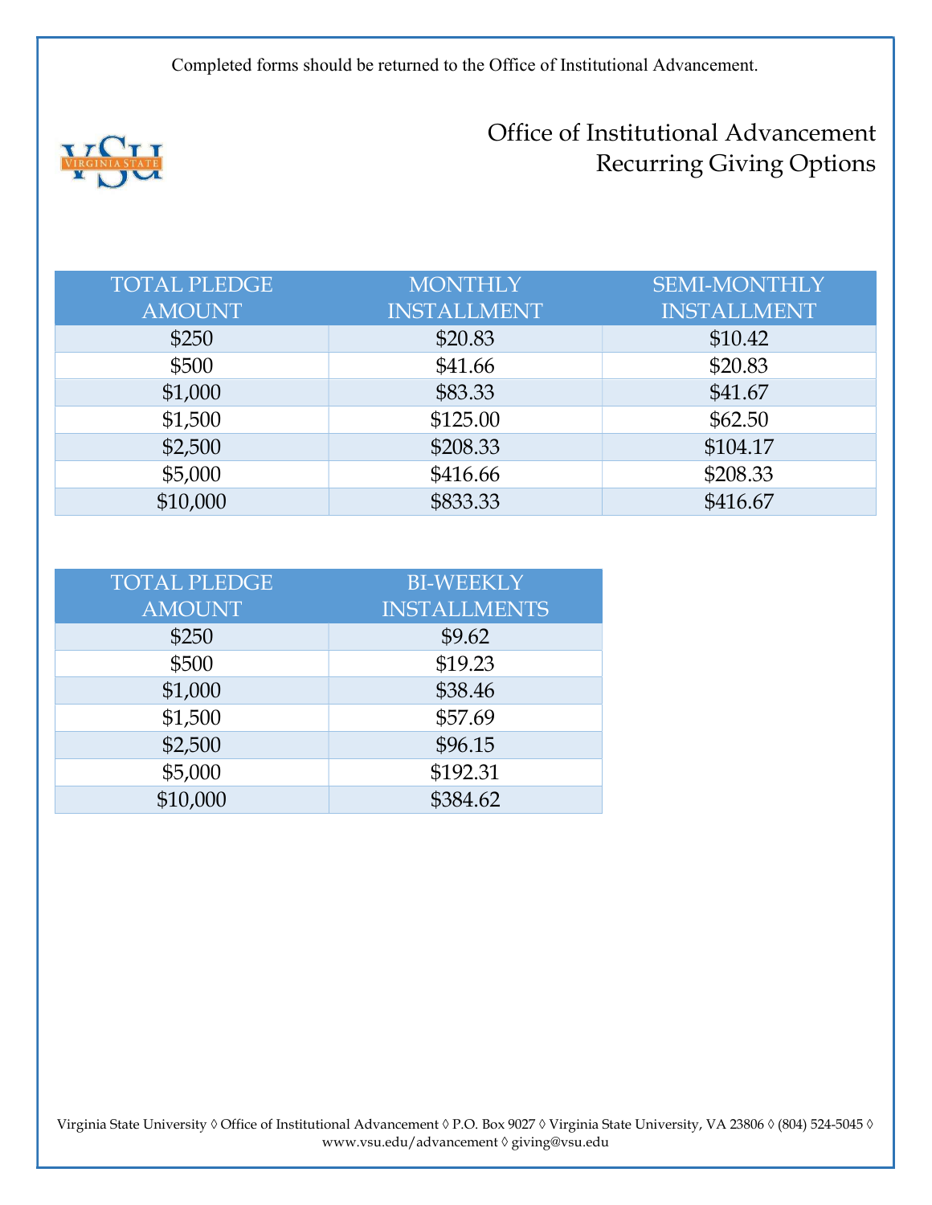Completed forms should be returned to the Office of Institutional Advancement.

# Office of Institutional Advancement
## Recurring Giving Options

| TOTAL PLEDGE AMOUNT | MONTHLY INSTALLMENT | SEMI-MONTHLY INSTALLMENT |
|---|---|---|
| $250 | $20.83 | $10.42 |
| $500 | $41.66 | $20.83 |
| $1,000 | $83.33 | $41.67 |
| $1,500 | $125.00 | $62.50 |
| $2,500 | $208.33 | $104.17 |
| $5,000 | $416.66 | $208.33 |
| $10,000 | $833.33 | $416.67 |

| TOTAL PLEDGE AMOUNT | BI-WEEKLY INSTALLMENTS |
|---|---|
| $250 | $9.62 |
| $500 | $19.23 |
| $1,000 | $38.46 |
| $1,500 | $57.69 |
| $2,500 | $96.15 |
| $5,000 | $192.31 |
| $10,000 | $384.62 |

Virginia State University ◊ Office of Institutional Advancement ◊ P.O. Box 9027 ◊ Virginia State University, VA 23806 ◊ (804) 524-5045 ◊ www.vsu.edu/advancement ◊ giving@vsu.edu